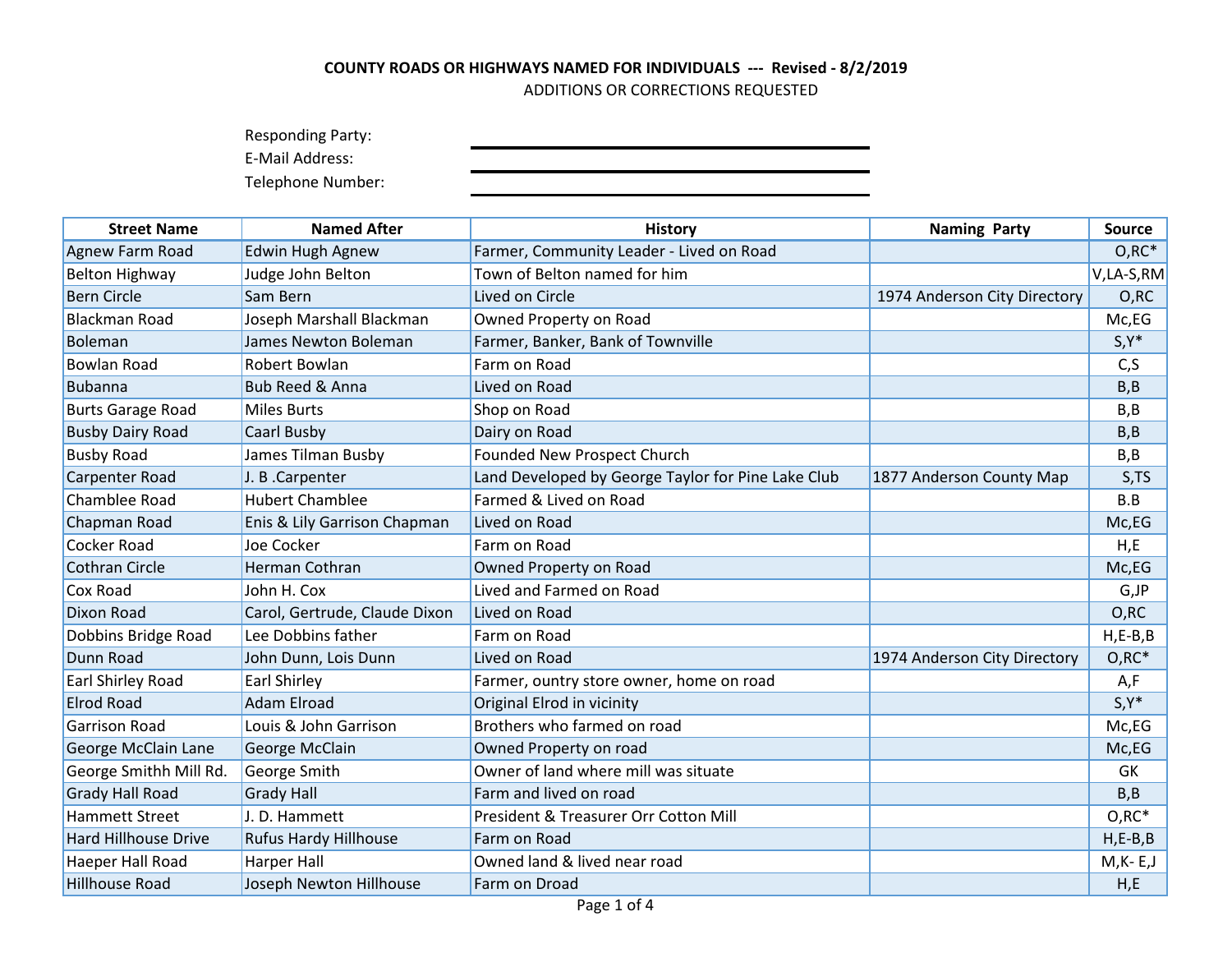**COUNTY ROADS OR HIGHWAYS NAMED FOR INDIVIDUALS --- Revised - 8/2/2019**

ADDITIONS OR CORRECTIONS REQUESTED

Responding Party: \_\_\_\_\_\_\_\_\_\_\_\_\_\_\_\_\_\_\_\_

E-Mail Address: \_\_\_\_\_\_\_\_\_\_\_\_\_\_\_\_\_\_\_\_

Telephone Number: \_\_\_\_\_\_\_\_\_\_\_\_\_\_\_\_\_\_\_\_

| Street Name | Named After | History | Naming Party | Source |
|---|---|---|---|---|
| Agnew Farm Road | Edwin Hugh Agnew | Farmer, Community Leader - Lived on Road | | O,RC* |
| Belton Highway | Judge John Belton | Town of Belton named for him | | V,LA-S,RM |
| Bern Circle | Sam Bern | Lived on Circle | 1974 Anderson City Directory | O,RC |
| Blackman Road | Joseph Marshall Blackman | Owned Property on Road | | Mc,EG |
| Boleman | James Newton Boleman | Farmer, Banker, Bank of Townville | | S,Y* |
| Bowlan Road | Robert Bowlan | Farm on Road | | C,S |
| Bubanna | Bub Reed & Anna | Lived on Road | | B,B |
| Burts Garage Road | Miles Burts | Shop on Road | | B,B |
| Busby Dairy Road | Caarl Busby | Dairy on Road | | B,B |
| Busby Road | James Tilman Busby | Founded New Prospect Church | | B,B |
| Carpenter Road | J. B .Carpenter | Land Developed by George Taylor for Pine Lake Club | 1877 Anderson County Map | S,TS |
| Chamblee Road | Hubert Chamblee | Farmed & Lived on Road | | B.B |
| Chapman Road | Enis & Lily Garrison Chapman | Lived on Road | | Mc,EG |
| Cocker Road | Joe Cocker | Farm on Road | | H,E |
| Cothran Circle | Herman Cothran | Owned Property on Road | | Mc,EG |
| Cox Road | John H. Cox | Lived and Farmed on Road | | G,JP |
| Dixon Road | Carol, Gertrude, Claude Dixon | Lived on Road | | O,RC |
| Dobbins Bridge Road | Lee Dobbins father | Farm on Road | | H,E-B,B |
| Dunn Road | John Dunn, Lois Dunn | Lived on Road | 1974 Anderson City Directory | O,RC* |
| Earl Shirley Road | Earl Shirley | Farmer, ountry store owner, home on road | | A,F |
| Elrod Road | Adam Elroad | Original Elrod in vicinity | | S,Y* |
| Garrison Road | Louis & John Garrison | Brothers who farmed on road | | Mc,EG |
| George McClain Lane | George McClain | Owned Property on road | | Mc,EG |
| George Smithh Mill Rd. | George Smith | Owner of land where mill was situate | | GK |
| Grady Hall Road | Grady Hall | Farm and lived on road | | B,B |
| Hammett Street | J. D. Hammett | President & Treasurer Orr Cotton Mill | | O,RC* |
| Hard Hillhouse Drive | Rufus Hardy Hillhouse | Farm on Road | | H,E-B,B |
| Haeper Hall Road | Harper Hall | Owned land & lived near road | | M,K- E,J |
| Hillhouse Road | Joseph Newton Hillhouse | Farm on Droad | | H,E |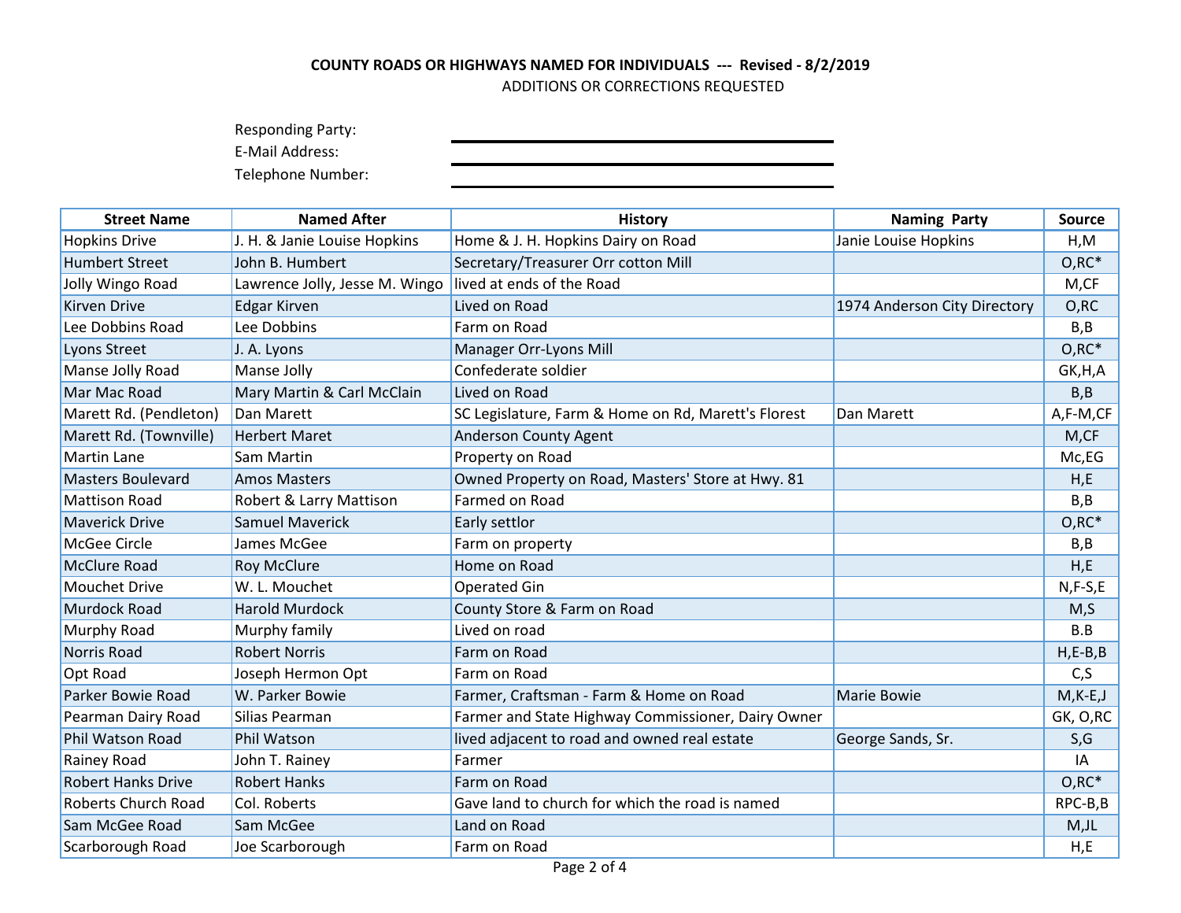**COUNTY ROADS OR HIGHWAYS NAMED FOR INDIVIDUALS --- Revised - 8/2/2019**

ADDITIONS OR CORRECTIONS REQUESTED

Responding Party: ______________________

E-Mail Address: ______________________

Telephone Number: ______________________

| Street Name | Named After | History | Naming Party | Source |
|---|---|---|---|---|
| Hopkins Drive | J. H. & Janie Louise Hopkins | Home & J. H. Hopkins Dairy on Road | Janie Louise Hopkins | H,M |
| Humbert Street | John B. Humbert | Secretary/Treasurer Orr cotton Mill | | O,RC* |
| Jolly Wingo Road | Lawrence Jolly, Jesse M. Wingo | lived at ends of the Road | | M,CF |
| Kirven Drive | Edgar Kirven | Lived on Road | 1974 Anderson City Directory | O,RC |
| Lee Dobbins Road | Lee Dobbins | Farm on Road | | B,B |
| Lyons Street | J. A. Lyons | Manager Orr-Lyons Mill | | O,RC* |
| Manse Jolly Road | Manse Jolly | Confederate soldier | | GK,H,A |
| Mar Mac Road | Mary Martin & Carl McClain | Lived on Road | | B,B |
| Marett Rd. (Pendleton) | Dan Marett | SC Legislature, Farm & Home on Rd, Marett's Florest | Dan Marett | A,F-M,CF |
| Marett Rd. (Townville) | Herbert Maret | Anderson County Agent | | M,CF |
| Martin Lane | Sam Martin | Property on Road | | Mc,EG |
| Masters Boulevard | Amos Masters | Owned Property on Road, Masters' Store at Hwy. 81 | | H,E |
| Mattison Road | Robert & Larry Mattison | Farmed on Road | | B,B |
| Maverick Drive | Samuel Maverick | Early settlor | | O,RC* |
| McGee Circle | James McGee | Farm on property | | B,B |
| McClure Road | Roy McClure | Home on Road | | H,E |
| Mouchet Drive | W. L. Mouchet | Operated Gin | | N,F-S,E |
| Murdock Road | Harold Murdock | County Store & Farm on Road | | M,S |
| Murphy Road | Murphy family | Lived on road | | B.B |
| Norris Road | Robert Norris | Farm on Road | | H,E-B,B |
| Opt Road | Joseph Hermon Opt | Farm on Road | | C,S |
| Parker Bowie Road | W. Parker Bowie | Farmer, Craftsman - Farm & Home on Road | Marie Bowie | M,K-E,J |
| Pearman Dairy Road | Silias Pearman | Farmer and State Highway Commissioner, Dairy Owner | | GK, O,RC |
| Phil Watson Road | Phil Watson | lived adjacent to road and owned real estate | George Sands, Sr. | S,G |
| Rainey Road | John T. Rainey | Farmer | | IA |
| Robert Hanks Drive | Robert Hanks | Farm on Road | | O,RC* |
| Roberts Church Road | Col. Roberts | Gave land to church for which the road is named | | RPC-B,B |
| Sam McGee Road | Sam McGee | Land on Road | | M,JL |
| Scarborough Road | Joe Scarborough | Farm on Road | | H,E |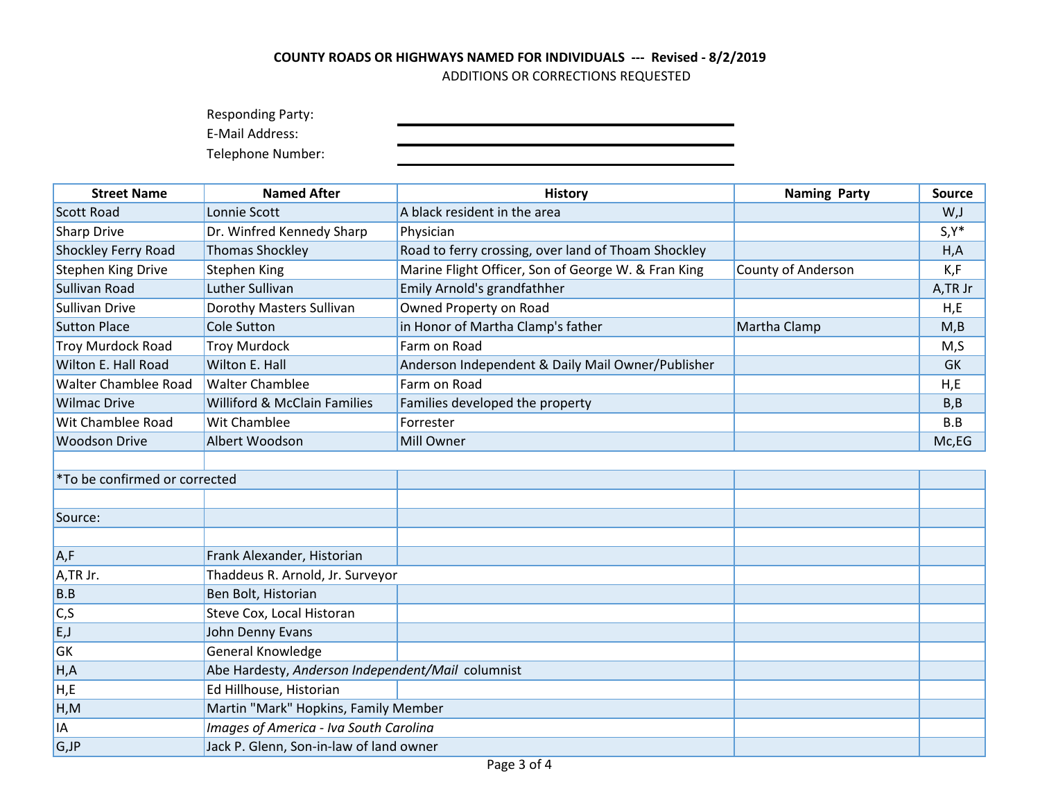**COUNTY ROADS OR HIGHWAYS NAMED FOR INDIVIDUALS --- Revised - 8/2/2019**

ADDITIONS OR CORRECTIONS REQUESTED

Responding Party: ______________________

E-Mail Address: ______________________

Telephone Number: ______________________

| Street Name | Named After | History | Naming Party | Source |
|---|---|---|---|---|
| Scott Road | Lonnie Scott | A black resident in the area | | W,J |
| Sharp Drive | Dr. Winfred Kennedy Sharp | Physician | | S,Y* |
| Shockley Ferry Road | Thomas Shockley | Road to ferry crossing, over land of Thoam Shockley | | H,A |
| Stephen King Drive | Stephen King | Marine Flight Officer, Son of George W. & Fran King | County of Anderson | K,F |
| Sullivan Road | Luther Sullivan | Emily Arnold's grandfathher | | A,TR Jr |
| Sullivan Drive | Dorothy Masters Sullivan | Owned Property on Road | | H,E |
| Sutton Place | Cole Sutton | in Honor of Martha Clamp's father | Martha Clamp | M,B |
| Troy Murdock Road | Troy Murdock | Farm on Road | | M,S |
| Wilton E. Hall Road | Wilton E. Hall | Anderson Independent & Daily Mail Owner/Publisher | | GK |
| Walter Chamblee Road | Walter Chamblee | Farm on Road | | H,E |
| Wilmac Drive | Williford & McClain Families | Families developed the property | | B,B |
| Wit Chamblee Road | Wit Chamblee | Forrester | | B.B |
| Woodson Drive | Albert Woodson | Mill Owner | | Mc,EG |

*To be confirmed or corrected

Source:

| Code | Source |
|---|---|
| A,F | Frank Alexander, Historian |
| A,TR Jr. | Thaddeus R. Arnold, Jr. Surveyor |
| B.B | Ben Bolt, Historian |
| C,S | Steve Cox, Local Historan |
| E,J | John Denny Evans |
| GK | General Knowledge |
| H,A | Abe Hardesty, *Anderson Independent/Mail* columnist |
| H,E | Ed Hillhouse, Historian |
| H,M | Martin "Mark" Hopkins, Family Member |
| IA | *Images of America - Iva South Carolina* |
| G,JP | Jack P. Glenn, Son-in-law of land owner |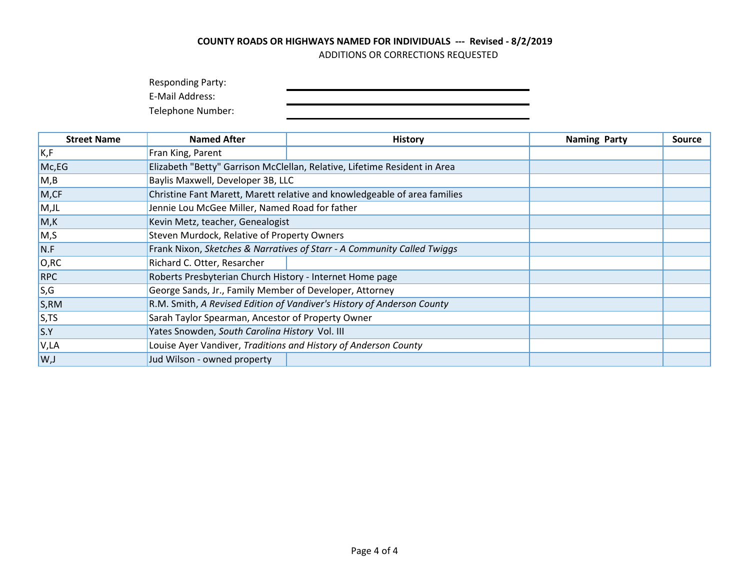**COUNTY ROADS OR HIGHWAYS NAMED FOR INDIVIDUALS --- Revised - 8/2/2019**

ADDITIONS OR CORRECTIONS REQUESTED

Responding Party: \_\_\_\_\_\_\_\_\_\_\_\_\_\_\_\_\_\_\_\_\_\_\_\_

E-Mail Address: \_\_\_\_\_\_\_\_\_\_\_\_\_\_\_\_\_\_\_\_\_\_\_\_

Telephone Number: \_\_\_\_\_\_\_\_\_\_\_\_\_\_\_\_\_\_\_\_\_\_\_\_

| Street Name | Named After | History | Naming Party | Source |
|---|---|---|---|---|
| K,F | Fran King, Parent | | | |
| Mc,EG | Elizabeth "Betty" Garrison McClellan, Relative, Lifetime Resident in Area | | | |
| M,B | Baylis Maxwell, Developer 3B, LLC | | | |
| M,CF | Christine Fant Marett, Marett relative and knowledgeable of area families | | | |
| M,JL | Jennie Lou McGee Miller, Named Road for father | | | |
| M,K | Kevin Metz, teacher, Genealogist | | | |
| M,S | Steven Murdock, Relative of Property Owners | | | |
| N.F | Frank Nixon, *Sketches & Narratives of Starr - A Community Called Twiggs* | | | |
| O,RC | Richard C. Otter, Resarcher | | | |
| RPC | Roberts Presbyterian Church History - Internet Home page | | | |
| S,G | George Sands, Jr., Family Member of Developer, Attorney | | | |
| S,RM | R.M. Smith, *A Revised Edition of Vandiver's History of Anderson County* | | | |
| S,TS | Sarah Taylor Spearman, Ancestor of Property Owner | | | |
| S.Y | Yates Snowden, *South Carolina History* Vol. III | | | |
| V,LA | Louise Ayer Vandiver, *Traditions and History of Anderson County* | | | |
| W,J | Jud Wilson - owned property | | | |